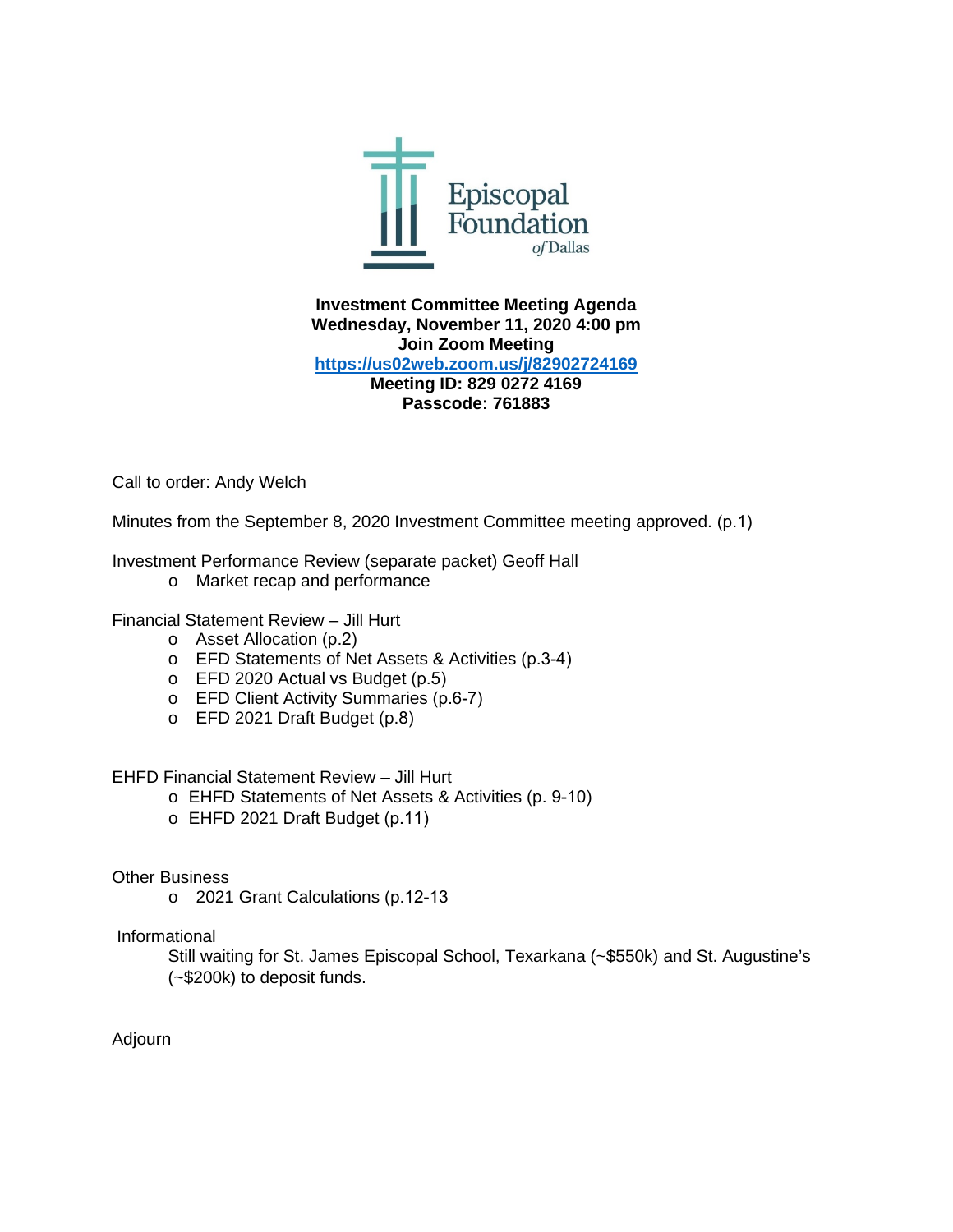Episcopal Foundation *of* Dallas

**Investment Committee Meeting Agenda**
**Wednesday, November 11, 2020 4:00 pm**
**Join Zoom Meeting**
**[https://us02web.zoom.us/j/82902724169](https://us02web.zoom.us/j/82902724169)**
**Meeting ID: 829 0272 4169**
**Passcode: 761883**

Call to order: Andy Welch

Minutes from the September 8, 2020 Investment Committee meeting approved. (p.1)

Investment Performance Review (separate packet) Geoff Hall

- Market recap and performance

Financial Statement Review – Jill Hurt

- Asset Allocation (p.2)
- EFD Statements of Net Assets & Activities (p.3-4)
- EFD 2020 Actual vs Budget (p.5)
- EFD Client Activity Summaries (p.6-7)
- EFD 2021 Draft Budget (p.8)

EHFD Financial Statement Review – Jill Hurt

- EHFD Statements of Net Assets & Activities (p. 9-10)
- EHFD 2021 Draft Budget (p.11)

Other Business

- 2021 Grant Calculations (p.12-13)

Informational

Still waiting for St. James Episcopal School, Texarkana (~$550k) and St. Augustine's (~$200k) to deposit funds.

Adjourn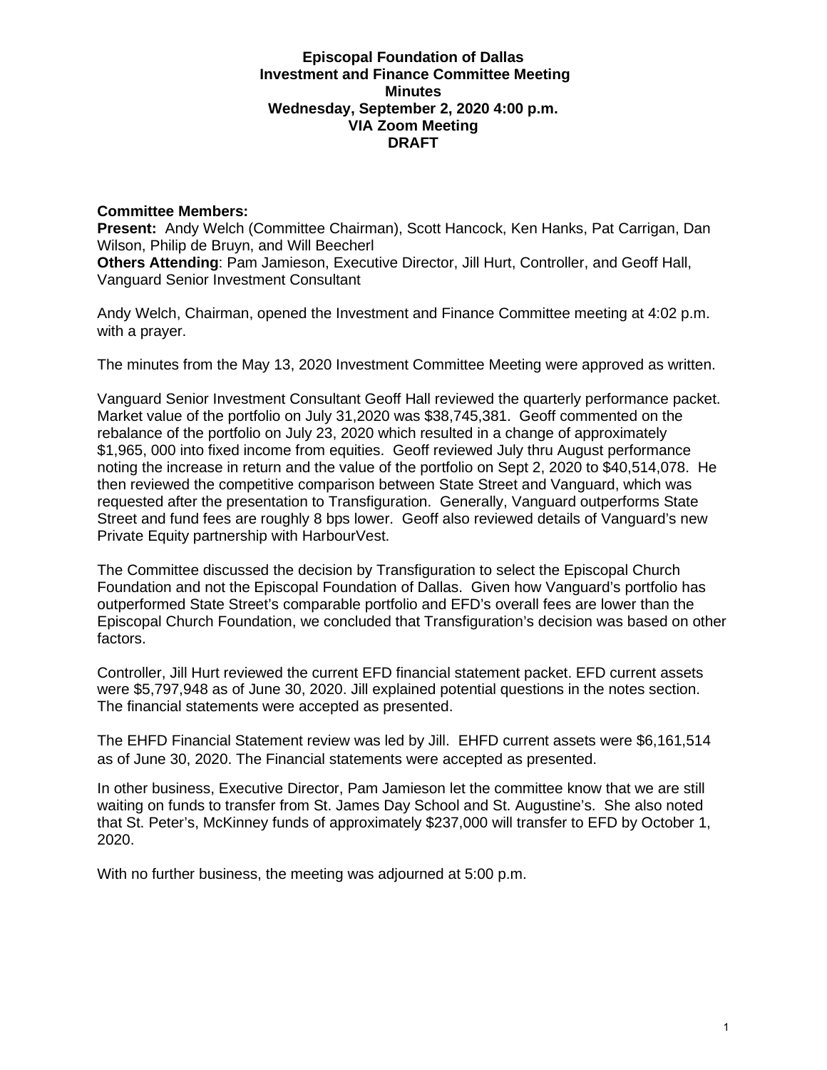**Episcopal Foundation of Dallas**
**Investment and Finance Committee Meeting**
**Minutes**
**Wednesday, September 2, 2020 4:00 p.m.**
**VIA Zoom Meeting**
**DRAFT**

**Committee Members:**
**Present:** Andy Welch (Committee Chairman), Scott Hancock, Ken Hanks, Pat Carrigan, Dan Wilson, Philip de Bruyn, and Will Beecherl
**Others Attending**: Pam Jamieson, Executive Director, Jill Hurt, Controller, and Geoff Hall, Vanguard Senior Investment Consultant

Andy Welch, Chairman, opened the Investment and Finance Committee meeting at 4:02 p.m. with a prayer.

The minutes from the May 13, 2020 Investment Committee Meeting were approved as written.

Vanguard Senior Investment Consultant Geoff Hall reviewed the quarterly performance packet. Market value of the portfolio on July 31,2020 was $38,745,381. Geoff commented on the rebalance of the portfolio on July 23, 2020 which resulted in a change of approximately $1,965, 000 into fixed income from equities. Geoff reviewed July thru August performance noting the increase in return and the value of the portfolio on Sept 2, 2020 to $40,514,078. He then reviewed the competitive comparison between State Street and Vanguard, which was requested after the presentation to Transfiguration. Generally, Vanguard outperforms State Street and fund fees are roughly 8 bps lower. Geoff also reviewed details of Vanguard's new Private Equity partnership with HarbourVest.

The Committee discussed the decision by Transfiguration to select the Episcopal Church Foundation and not the Episcopal Foundation of Dallas. Given how Vanguard's portfolio has outperformed State Street's comparable portfolio and EFD's overall fees are lower than the Episcopal Church Foundation, we concluded that Transfiguration's decision was based on other factors.

Controller, Jill Hurt reviewed the current EFD financial statement packet. EFD current assets were $5,797,948 as of June 30, 2020. Jill explained potential questions in the notes section. The financial statements were accepted as presented.

The EHFD Financial Statement review was led by Jill. EHFD current assets were $6,161,514 as of June 30, 2020. The Financial statements were accepted as presented.

In other business, Executive Director, Pam Jamieson let the committee know that we are still waiting on funds to transfer from St. James Day School and St. Augustine's. She also noted that St. Peter's, McKinney funds of approximately $237,000 will transfer to EFD by October 1, 2020.

With no further business, the meeting was adjourned at 5:00 p.m.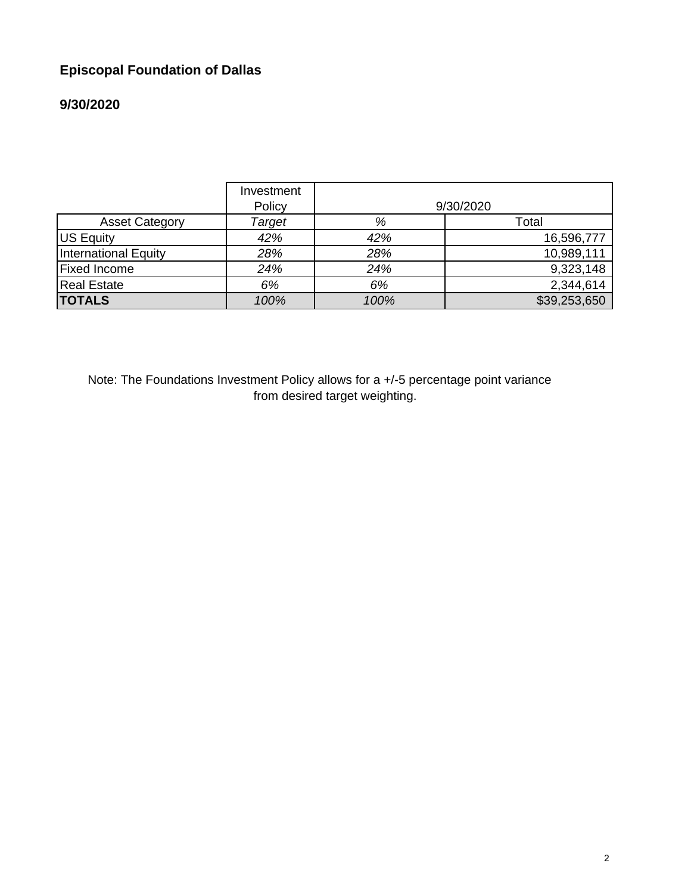**Episcopal Foundation of Dallas**

**9/30/2020**

| | Investment Policy | 9/30/2020 | |
|---|---|---|---|
| Asset Category | *Target* | *%* | Total |
| US Equity | *42%* | *42%* | 16,596,777 |
| International Equity | *28%* | *28%* | 10,989,111 |
| Fixed Income | *24%* | *24%* | 9,323,148 |
| Real Estate | *6%* | *6%* | 2,344,614 |
| **TOTALS** | *100%* | *100%* | $39,253,650 |

Note: The Foundations Investment Policy allows for a +/-5 percentage point variance from desired target weighting.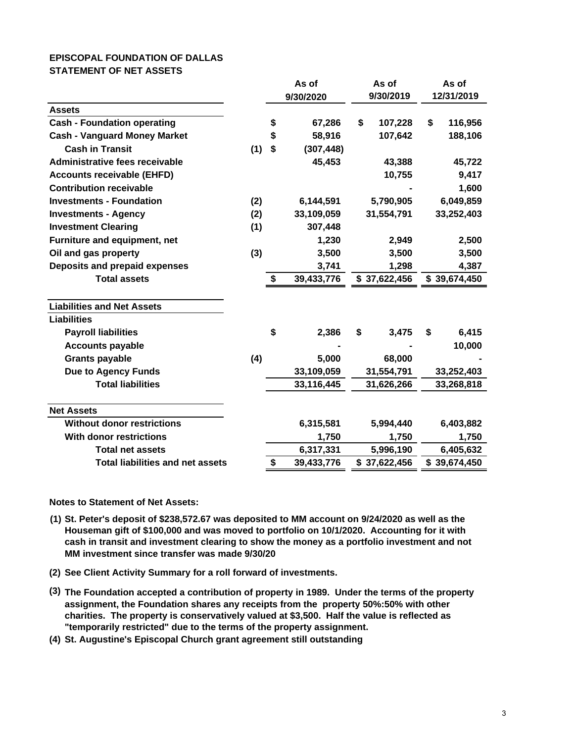**EPISCOPAL FOUNDATION OF DALLAS**
**STATEMENT OF NET ASSETS**

| | | As of 9/30/2020 | As of 9/30/2019 | As of 12/31/2019 |
|---|---|---|---|---|
| **Assets** | | | | |
| Cash - Foundation operating | | $ 67,286 | $ 107,228 | $ 116,956 |
| Cash - Vanguard Money Market | | $ 58,916 | 107,642 | 188,106 |
| Cash in Transit | (1) | $ (307,448) | | |
| Administrative fees receivable | | 45,453 | 43,388 | 45,722 |
| Accounts receivable (EHFD) | | | 10,755 | 9,417 |
| Contribution receivable | | | - | 1,600 |
| Investments - Foundation | (2) | 6,144,591 | 5,790,905 | 6,049,859 |
| Investments - Agency | (2) | 33,109,059 | 31,554,791 | 33,252,403 |
| Investment Clearing | (1) | 307,448 | | |
| Furniture and equipment, net | | 1,230 | 2,949 | 2,500 |
| Oil and gas property | (3) | 3,500 | 3,500 | 3,500 |
| Deposits and prepaid expenses | | 3,741 | 1,298 | 4,387 |
| **Total assets** | | $ 39,433,776 | $ 37,622,456 | $ 39,674,450 |
| **Liabilities and Net Assets** | | | | |
| **Liabilities** | | | | |
| Payroll liabilities | | $ 2,386 | $ 3,475 | $ 6,415 |
| Accounts payable | | - | - | 10,000 |
| Grants payable | (4) | 5,000 | 68,000 | - |
| Due to Agency Funds | | 33,109,059 | 31,554,791 | 33,252,403 |
| **Total liabilities** | | 33,116,445 | 31,626,266 | 33,268,818 |
| **Net Assets** | | | | |
| Without donor restrictions | | 6,315,581 | 5,994,440 | 6,403,882 |
| With donor restrictions | | 1,750 | 1,750 | 1,750 |
| **Total net assets** | | 6,317,331 | 5,996,190 | 6,405,632 |
| **Total liabilities and net assets** | | $ 39,433,776 | $ 37,622,456 | $ 39,674,450 |

**Notes to Statement of Net Assets:**

(1) St. Peter's deposit of $238,572.67 was deposited to MM account on 9/24/2020 as well as the Houseman gift of $100,000 and was moved to portfolio on 10/1/2020. Accounting for it with cash in transit and investment clearing to show the money as a portfolio investment and not MM investment since transfer was made 9/30/20

(2) See Client Activity Summary for a roll forward of investments.

(3) The Foundation accepted a contribution of property in 1989. Under the terms of the property assignment, the Foundation shares any receipts from the property 50%:50% with other charities. The property is conservatively valued at $3,500. Half the value is reflected as "temporarily restricted" due to the terms of the property assignment.

(4) St. Augustine's Episcopal Church grant agreement still outstanding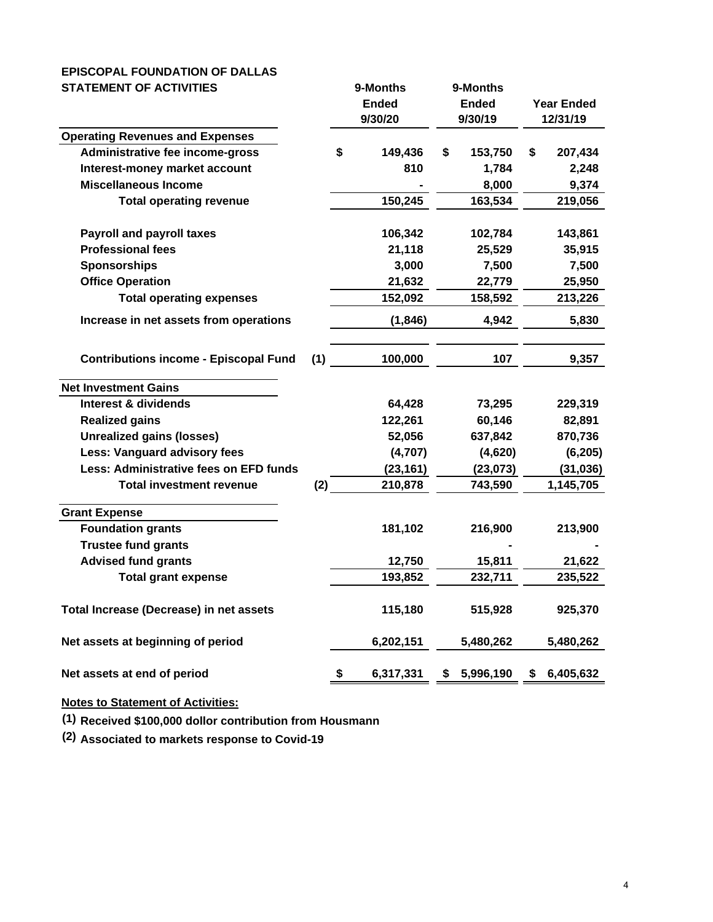# EPISCOPAL FOUNDATION OF DALLAS
## STATEMENT OF ACTIVITIES

| | | 9-Months Ended 9/30/20 | 9-Months Ended 9/30/19 | Year Ended 12/31/19 |
|---|---|---|---|---|
| **Operating Revenues and Expenses** | | | | |
| Administrative fee income-gross | | $ 149,436 | $ 153,750 | $ 207,434 |
| Interest-money market account | | 810 | 1,784 | 2,248 |
| Miscellaneous Income | | - | 8,000 | 9,374 |
| Total operating revenue | | 150,245 | 163,534 | 219,056 |
| Payroll and payroll taxes | | 106,342 | 102,784 | 143,861 |
| Professional fees | | 21,118 | 25,529 | 35,915 |
| Sponsorships | | 3,000 | 7,500 | 7,500 |
| Office Operation | | 21,632 | 22,779 | 25,950 |
| Total operating expenses | | 152,092 | 158,592 | 213,226 |
| Increase in net assets from operations | | (1,846) | 4,942 | 5,830 |
| Contributions income - Episcopal Fund | (1) | 100,000 | 107 | 9,357 |
| **Net Investment Gains** | | | | |
| Interest & dividends | | 64,428 | 73,295 | 229,319 |
| Realized gains | | 122,261 | 60,146 | 82,891 |
| Unrealized gains (losses) | | 52,056 | 637,842 | 870,736 |
| Less: Vanguard advisory fees | | (4,707) | (4,620) | (6,205) |
| Less: Administrative fees on EFD funds | | (23,161) | (23,073) | (31,036) |
| Total investment revenue | (2) | 210,878 | 743,590 | 1,145,705 |
| **Grant Expense** | | | | |
| Foundation grants | | 181,102 | 216,900 | 213,900 |
| Trustee fund grants | | | - | - |
| Advised fund grants | | 12,750 | 15,811 | 21,622 |
| Total grant expense | | 193,852 | 232,711 | 235,522 |
| Total Increase (Decrease) in net assets | | 115,180 | 515,928 | 925,370 |
| Net assets at beginning of period | | 6,202,151 | 5,480,262 | 5,480,262 |
| Net assets at end of period | | $ 6,317,331 | $ 5,996,190 | $ 6,405,632 |

**Notes to Statement of Activities:**

(1) Received $100,000 dollor contribution from Housmann

(2) Associated to markets response to Covid-19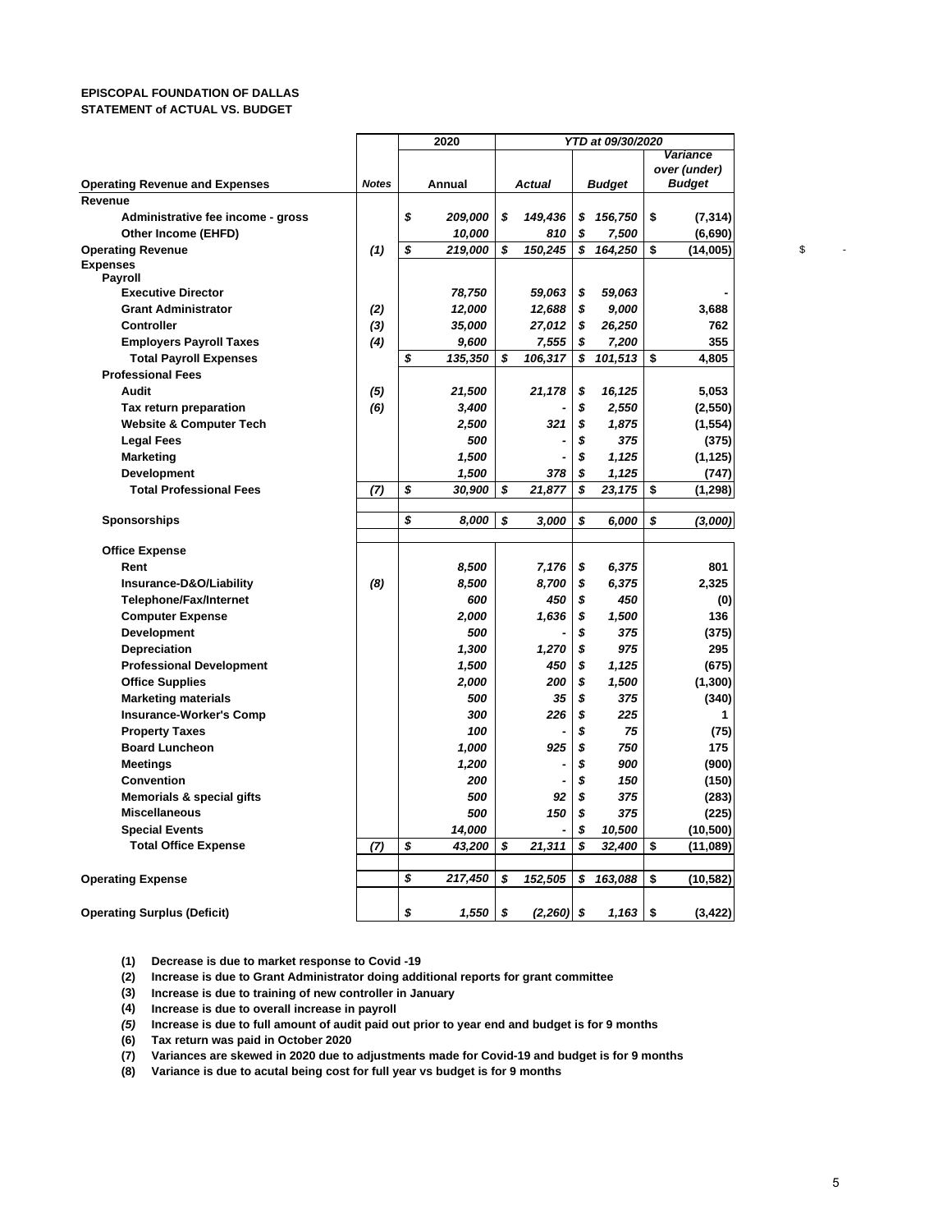**EPISCOPAL FOUNDATION OF DALLAS**
**STATEMENT of ACTUAL VS. BUDGET**

| Operating Revenue and Expenses | Notes | 2020 Annual | YTD at 09/30/2020 Actual | YTD at 09/30/2020 Budget | Variance over (under) Budget |
|---|---|---|---|---|---|
| **Revenue** | | | | | |
| Administrative fee income - gross | | $ 209,000 | $ 149,436 | $ 156,750 | $ (7,314) |
| Other Income (EHFD) | | 10,000 | 810 | $ 7,500 | (6,690) |
| **Operating Revenue** | (1) | $ 219,000 | $ 150,245 | $ 164,250 | $ (14,005) |
| **Expenses** | | | | | |
| **Payroll** | | | | | |
| Executive Director | | 78,750 | 59,063 | $ 59,063 | - |
| Grant Administrator | (2) | 12,000 | 12,688 | $ 9,000 | 3,688 |
| Controller | (3) | 35,000 | 27,012 | $ 26,250 | 762 |
| Employers Payroll Taxes | (4) | 9,600 | 7,555 | $ 7,200 | 355 |
| Total Payroll Expenses | | $ 135,350 | $ 106,317 | $ 101,513 | $ 4,805 |
| **Professional Fees** | | | | | |
| Audit | (5) | 21,500 | 21,178 | $ 16,125 | 5,053 |
| Tax return preparation | (6) | 3,400 | - | $ 2,550 | (2,550) |
| Website & Computer Tech | | 2,500 | 321 | $ 1,875 | (1,554) |
| Legal Fees | | 500 | - | $ 375 | (375) |
| Marketing | | 1,500 | - | $ 1,125 | (1,125) |
| Development | | 1,500 | 378 | $ 1,125 | (747) |
| Total Professional Fees | (7) | $ 30,900 | $ 21,877 | $ 23,175 | $ (1,298) |
| **Sponsorships** | | $ 8,000 | $ 3,000 | $ 6,000 | $ (3,000) |
| **Office Expense** | | | | | |
| Rent | | 8,500 | 7,176 | $ 6,375 | 801 |
| Insurance-D&O/Liability | (8) | 8,500 | 8,700 | $ 6,375 | 2,325 |
| Telephone/Fax/Internet | | 600 | 450 | $ 450 | (0) |
| Computer Expense | | 2,000 | 1,636 | $ 1,500 | 136 |
| Development | | 500 | - | $ 375 | (375) |
| Depreciation | | 1,300 | 1,270 | $ 975 | 295 |
| Professional Development | | 1,500 | 450 | $ 1,125 | (675) |
| Office Supplies | | 2,000 | 200 | $ 1,500 | (1,300) |
| Marketing materials | | 500 | 35 | $ 375 | (340) |
| Insurance-Worker's Comp | | 300 | 226 | $ 225 | 1 |
| Property Taxes | | 100 | - | $ 75 | (75) |
| Board Luncheon | | 1,000 | 925 | $ 750 | 175 |
| Meetings | | 1,200 | - | $ 900 | (900) |
| Convention | | 200 | - | $ 150 | (150) |
| Memorials & special gifts | | 500 | 92 | $ 375 | (283) |
| Miscellaneous | | 500 | 150 | $ 375 | (225) |
| Special Events | | 14,000 | - | $ 10,500 | (10,500) |
| Total Office Expense | (7) | $ 43,200 | $ 21,311 | $ 32,400 | $ (11,089) |
| **Operating Expense** | | $ 217,450 | $ 152,505 | $ 163,088 | $ (10,582) |
| **Operating Surplus (Deficit)** | | $ 1,550 | $ (2,260) | $ 1,163 | $ (3,422) |

(1) Decrease is due to market response to Covid -19
(2) Increase is due to Grant Administrator doing additional reports for grant committee
(3) Increase is due to training of new controller in January
(4) Increase is due to overall increase in payroll
(5) Increase is due to full amount of audit paid out prior to year end and budget is for 9 months
(6) Tax return was paid in October 2020
(7) Variances are skewed in 2020 due to adjustments made for Covid-19 and budget is for 9 months
(8) Variance is due to acutal being cost for full year vs budget is for 9 months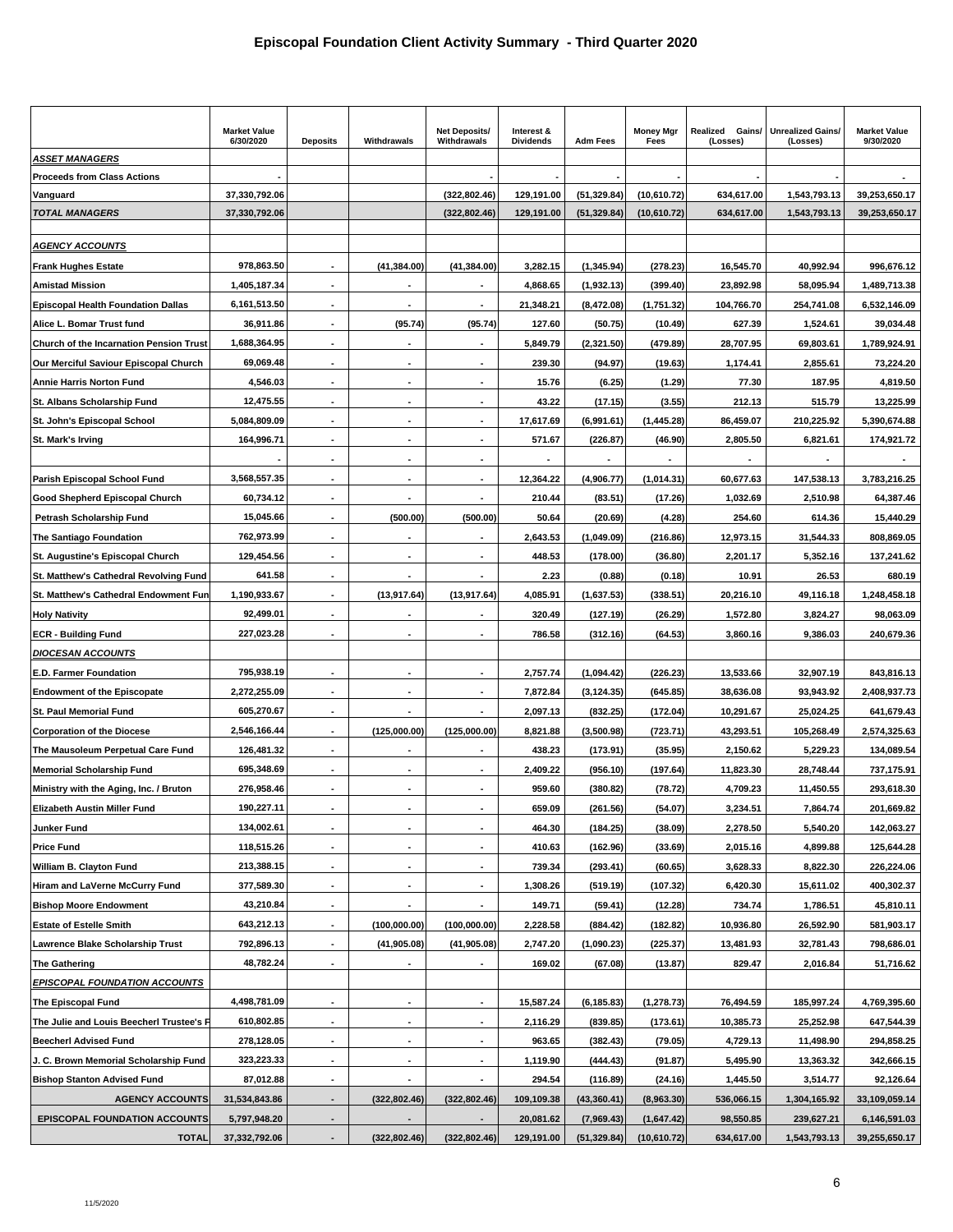# Episcopal Foundation Client Activity Summary - Third Quarter 2020

| | Market Value 6/30/2020 | Deposits | Withdrawals | Net Deposits/ Withdrawals | Interest & Dividends | Adm Fees | Money Mgr Fees | Realized Gains/ (Losses) | Unrealized Gains/ (Losses) | Market Value 9/30/2020 |
|---|---|---|---|---|---|---|---|---|---|---|
| ***ASSET MANAGERS*** | | | | | | | | | | |
| **Proceeds from Class Actions** | - | | | - | - | - | - | - | - | - |
| **Vanguard** | 37,330,792.06 | | | (322,802.46) | 129,191.00 | (51,329.84) | (10,610.72) | 634,617.00 | 1,543,793.13 | 39,253,650.17 |
| ***TOTAL MANAGERS*** | 37,330,792.06 | | | (322,802.46) | 129,191.00 | (51,329.84) | (10,610.72) | 634,617.00 | 1,543,793.13 | 39,253,650.17 |
| | | | | | | | | | | |
| ***AGENCY ACCOUNTS*** | | | | | | | | | | |
| **Frank Hughes Estate** | 978,863.50 | - | (41,384.00) | (41,384.00) | 3,282.15 | (1,345.94) | (278.23) | 16,545.70 | 40,992.94 | 996,676.12 |
| **Amistad Mission** | 1,405,187.34 | - | - | - | 4,868.65 | (1,932.13) | (399.40) | 23,892.98 | 58,095.94 | 1,489,713.38 |
| **Episcopal Health Foundation Dallas** | 6,161,513.50 | - | - | - | 21,348.21 | (8,472.08) | (1,751.32) | 104,766.70 | 254,741.08 | 6,532,146.09 |
| **Alice L. Bomar Trust fund** | 36,911.86 | - | (95.74) | (95.74) | 127.60 | (50.75) | (10.49) | 627.39 | 1,524.61 | 39,034.48 |
| **Church of the Incarnation Pension Trust** | 1,688,364.95 | - | - | - | 5,849.79 | (2,321.50) | (479.89) | 28,707.95 | 69,803.61 | 1,789,924.91 |
| **Our Merciful Saviour Episcopal Church** | 69,069.48 | - | - | - | 239.30 | (94.97) | (19.63) | 1,174.41 | 2,855.61 | 73,224.20 |
| **Annie Harris Norton Fund** | 4,546.03 | - | - | - | 15.76 | (6.25) | (1.29) | 77.30 | 187.95 | 4,819.50 |
| **St. Albans Scholarship Fund** | 12,475.55 | - | - | - | 43.22 | (17.15) | (3.55) | 212.13 | 515.79 | 13,225.99 |
| **St. John's Episcopal School** | 5,084,809.09 | - | - | - | 17,617.69 | (6,991.61) | (1,445.28) | 86,459.07 | 210,225.92 | 5,390,674.88 |
| **St. Mark's Irving** | 164,996.71 | - | - | - | 571.67 | (226.87) | (46.90) | 2,805.50 | 6,821.61 | 174,921.72 |
| | - | - | - | - | - | - | - | - | - | - |
| **Parish Episcopal School Fund** | 3,568,557.35 | - | - | - | 12,364.22 | (4,906.77) | (1,014.31) | 60,677.63 | 147,538.13 | 3,783,216.25 |
| **Good Shepherd Episcopal Church** | 60,734.12 | - | - | - | 210.44 | (83.51) | (17.26) | 1,032.69 | 2,510.98 | 64,387.46 |
| **Petrash Scholarship Fund** | 15,045.66 | - | (500.00) | (500.00) | 50.64 | (20.69) | (4.28) | 254.60 | 614.36 | 15,440.29 |
| **The Santiago Foundation** | 762,973.99 | - | - | - | 2,643.53 | (1,049.09) | (216.86) | 12,973.15 | 31,544.33 | 808,869.05 |
| **St. Augustine's Episcopal Church** | 129,454.56 | - | - | - | 448.53 | (178.00) | (36.80) | 2,201.17 | 5,352.16 | 137,241.62 |
| **St. Matthew's Cathedral Revolving Fund** | 641.58 | - | - | - | 2.23 | (0.88) | (0.18) | 10.91 | 26.53 | 680.19 |
| **St. Matthew's Cathedral Endowment Fun** | 1,190,933.67 | - | (13,917.64) | (13,917.64) | 4,085.91 | (1,637.53) | (338.51) | 20,216.10 | 49,116.18 | 1,248,458.18 |
| **Holy Nativity** | 92,499.01 | - | - | - | 320.49 | (127.19) | (26.29) | 1,572.80 | 3,824.27 | 98,063.09 |
| **ECR - Building Fund** | 227,023.28 | - | - | - | 786.58 | (312.16) | (64.53) | 3,860.16 | 9,386.03 | 240,679.36 |
| ***DIOCESAN ACCOUNTS*** | | | | | | | | | | |
| **E.D. Farmer Foundation** | 795,938.19 | - | - | - | 2,757.74 | (1,094.42) | (226.23) | 13,533.66 | 32,907.19 | 843,816.13 |
| **Endowment of the Episcopate** | 2,272,255.09 | - | - | - | 7,872.84 | (3,124.35) | (645.85) | 38,636.08 | 93,943.92 | 2,408,937.73 |
| **St. Paul Memorial Fund** | 605,270.67 | - | - | - | 2,097.13 | (832.25) | (172.04) | 10,291.67 | 25,024.25 | 641,679.43 |
| **Corporation of the Diocese** | 2,546,166.44 | - | (125,000.00) | (125,000.00) | 8,821.88 | (3,500.98) | (723.71) | 43,293.51 | 105,268.49 | 2,574,325.63 |
| **The Mausoleum Perpetual Care Fund** | 126,481.32 | - | - | - | 438.23 | (173.91) | (35.95) | 2,150.62 | 5,229.23 | 134,089.54 |
| **Memorial Scholarship Fund** | 695,348.69 | - | - | - | 2,409.22 | (956.10) | (197.64) | 11,823.30 | 28,748.44 | 737,175.91 |
| **Ministry with the Aging, Inc. / Bruton** | 276,958.46 | - | - | - | 959.60 | (380.82) | (78.72) | 4,709.23 | 11,450.55 | 293,618.30 |
| **Elizabeth Austin Miller Fund** | 190,227.11 | - | - | - | 659.09 | (261.56) | (54.07) | 3,234.51 | 7,864.74 | 201,669.82 |
| **Junker Fund** | 134,002.61 | - | - | - | 464.30 | (184.25) | (38.09) | 2,278.50 | 5,540.20 | 142,063.27 |
| **Price Fund** | 118,515.26 | - | - | - | 410.63 | (162.96) | (33.69) | 2,015.16 | 4,899.88 | 125,644.28 |
| **William B. Clayton Fund** | 213,388.15 | - | - | - | 739.34 | (293.41) | (60.65) | 3,628.33 | 8,822.30 | 226,224.06 |
| **Hiram and LaVerne McCurry Fund** | 377,589.30 | - | - | - | 1,308.26 | (519.19) | (107.32) | 6,420.30 | 15,611.02 | 400,302.37 |
| **Bishop Moore Endowment** | 43,210.84 | - | - | - | 149.71 | (59.41) | (12.28) | 734.74 | 1,786.51 | 45,810.11 |
| **Estate of Estelle Smith** | 643,212.13 | - | (100,000.00) | (100,000.00) | 2,228.58 | (884.42) | (182.82) | 10,936.80 | 26,592.90 | 581,903.17 |
| **Lawrence Blake Scholarship Trust** | 792,896.13 | - | (41,905.08) | (41,905.08) | 2,747.20 | (1,090.23) | (225.37) | 13,481.93 | 32,781.43 | 798,686.01 |
| **The Gathering** | 48,782.24 | - | - | - | 169.02 | (67.08) | (13.87) | 829.47 | 2,016.84 | 51,716.62 |
| ***EPISCOPAL FOUNDATION ACCOUNTS*** | | | | | | | | | | |
| **The Episcopal Fund** | 4,498,781.09 | - | - | - | 15,587.24 | (6,185.83) | (1,278.73) | 76,494.59 | 185,997.24 | 4,769,395.60 |
| **The Julie and Louis Beecherl Trustee's F** | 610,802.85 | - | - | - | 2,116.29 | (839.85) | (173.61) | 10,385.73 | 25,252.98 | 647,544.39 |
| **Beecherl Advised Fund** | 278,128.05 | - | - | - | 963.65 | (382.43) | (79.05) | 4,729.13 | 11,498.90 | 294,858.25 |
| **J. C. Brown Memorial Scholarship Fund** | 323,223.33 | - | - | - | 1,119.90 | (444.43) | (91.87) | 5,495.90 | 13,363.32 | 342,666.15 |
| **Bishop Stanton Advised Fund** | 87,012.88 | - | - | - | 294.54 | (116.89) | (24.16) | 1,445.50 | 3,514.77 | 92,126.64 |
| **AGENCY ACCOUNTS** | 31,534,843.86 | - | (322,802.46) | (322,802.46) | 109,109.38 | (43,360.41) | (8,963.30) | 536,066.15 | 1,304,165.92 | 33,109,059.14 |
| **EPISCOPAL FOUNDATION ACCOUNTS** | 5,797,948.20 | - | - | - | 20,081.62 | (7,969.43) | (1,647.42) | 98,550.85 | 239,627.21 | 6,146,591.03 |
| **TOTAL** | 37,332,792.06 | - | (322,802.46) | (322,802.46) | 129,191.00 | (51,329.84) | (10,610.72) | 634,617.00 | 1,543,793.13 | 39,255,650.17 |

11/5/2020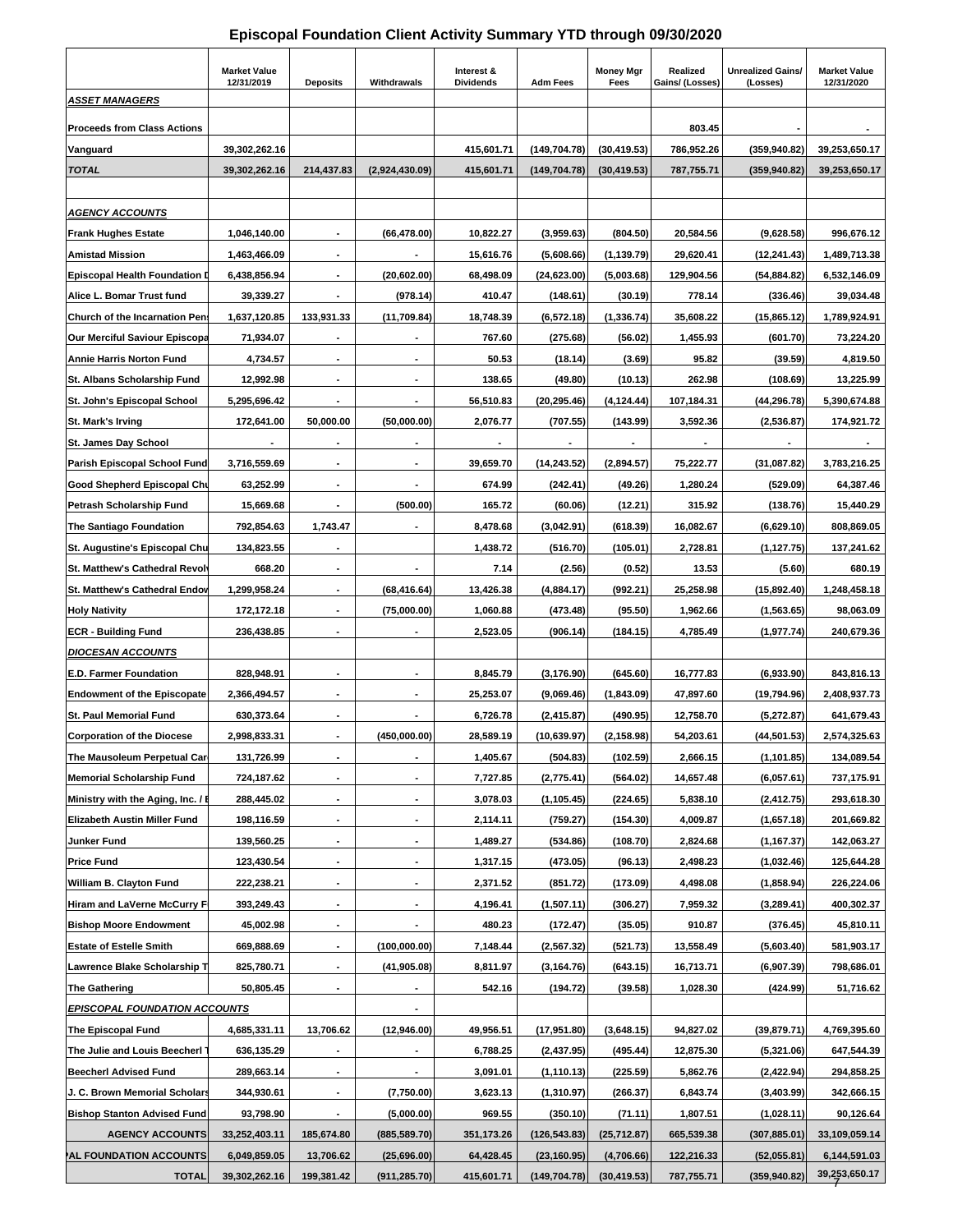# Episcopal Foundation Client Activity Summary YTD through 09/30/2020

| | Market Value 12/31/2019 | Deposits | Withdrawals | Interest & Dividends | Adm Fees | Money Mgr Fees | Realized Gains/ (Losses) | Unrealized Gains/ (Losses) | Market Value 12/31/2020 |
|---|---|---|---|---|---|---|---|---|---|
| ***ASSET MANAGERS*** | | | | | | | | | |
| **Proceeds from Class Actions** | | | | | | | 803.45 | - | - |
| **Vanguard** | 39,302,262.16 | | | 415,601.71 | (149,704.78) | (30,419.53) | 786,952.26 | (359,940.82) | 39,253,650.17 |
| ***TOTAL*** | 39,302,262.16 | 214,437.83 | (2,924,430.09) | 415,601.71 | (149,704.78) | (30,419.53) | 787,755.71 | (359,940.82) | 39,253,650.17 |
| | | | | | | | | | |
| ***AGENCY ACCOUNTS*** | | | | | | | | | |
| **Frank Hughes Estate** | 1,046,140.00 | - | (66,478.00) | 10,822.27 | (3,959.63) | (804.50) | 20,584.56 | (9,628.58) | 996,676.12 |
| **Amistad Mission** | 1,463,466.09 | - | - | 15,616.76 | (5,608.66) | (1,139.79) | 29,620.41 | (12,241.43) | 1,489,713.38 |
| **Episcopal Health Foundation D** | 6,438,856.94 | - | (20,602.00) | 68,498.09 | (24,623.00) | (5,003.68) | 129,904.56 | (54,884.82) | 6,532,146.09 |
| **Alice L. Bomar Trust fund** | 39,339.27 | - | (978.14) | 410.47 | (148.61) | (30.19) | 778.14 | (336.46) | 39,034.48 |
| **Church of the Incarnation Pen** | 1,637,120.85 | 133,931.33 | (11,709.84) | 18,748.39 | (6,572.18) | (1,336.74) | 35,608.22 | (15,865.12) | 1,789,924.91 |
| **Our Merciful Saviour Episcopa** | 71,934.07 | - | - | 767.60 | (275.68) | (56.02) | 1,455.93 | (601.70) | 73,224.20 |
| **Annie Harris Norton Fund** | 4,734.57 | - | - | 50.53 | (18.14) | (3.69) | 95.82 | (39.59) | 4,819.50 |
| **St. Albans Scholarship Fund** | 12,992.98 | - | - | 138.65 | (49.80) | (10.13) | 262.98 | (108.69) | 13,225.99 |
| **St. John's Episcopal School** | 5,295,696.42 | - | - | 56,510.83 | (20,295.46) | (4,124.44) | 107,184.31 | (44,296.78) | 5,390,674.88 |
| **St. Mark's Irving** | 172,641.00 | 50,000.00 | (50,000.00) | 2,076.77 | (707.55) | (143.99) | 3,592.36 | (2,536.87) | 174,921.72 |
| **St. James Day School** | - | - | - | - | - | - | - | - | - |
| **Parish Episcopal School Fund** | 3,716,559.69 | - | - | 39,659.70 | (14,243.52) | (2,894.57) | 75,222.77 | (31,087.82) | 3,783,216.25 |
| **Good Shepherd Episcopal Chu** | 63,252.99 | - | - | 674.99 | (242.41) | (49.26) | 1,280.24 | (529.09) | 64,387.46 |
| **Petrash Scholarship Fund** | 15,669.68 | - | (500.00) | 165.72 | (60.06) | (12.21) | 315.92 | (138.76) | 15,440.29 |
| **The Santiago Foundation** | 792,854.63 | 1,743.47 | - | 8,478.68 | (3,042.91) | (618.39) | 16,082.67 | (6,629.10) | 808,869.05 |
| **St. Augustine's Episcopal Chu** | 134,823.55 | - | | 1,438.72 | (516.70) | (105.01) | 2,728.81 | (1,127.75) | 137,241.62 |
| **St. Matthew's Cathedral Revol** | 668.20 | - | - | 7.14 | (2.56) | (0.52) | 13.53 | (5.60) | 680.19 |
| **St. Matthew's Cathedral Endow** | 1,299,958.24 | - | (68,416.64) | 13,426.38 | (4,884.17) | (992.21) | 25,258.98 | (15,892.40) | 1,248,458.18 |
| **Holy Nativity** | 172,172.18 | - | (75,000.00) | 1,060.88 | (473.48) | (95.50) | 1,962.66 | (1,563.65) | 98,063.09 |
| **ECR - Building Fund** | 236,438.85 | - | - | 2,523.05 | (906.14) | (184.15) | 4,785.49 | (1,977.74) | 240,679.36 |
| ***DIOCESAN ACCOUNTS*** | | | | | | | | | |
| **E.D. Farmer Foundation** | 828,948.91 | - | - | 8,845.79 | (3,176.90) | (645.60) | 16,777.83 | (6,933.90) | 843,816.13 |
| **Endowment of the Episcopate** | 2,366,494.57 | - | - | 25,253.07 | (9,069.46) | (1,843.09) | 47,897.60 | (19,794.96) | 2,408,937.73 |
| **St. Paul Memorial Fund** | 630,373.64 | - | - | 6,726.78 | (2,415.87) | (490.95) | 12,758.70 | (5,272.87) | 641,679.43 |
| **Corporation of the Diocese** | 2,998,833.31 | - | (450,000.00) | 28,589.19 | (10,639.97) | (2,158.98) | 54,203.61 | (44,501.53) | 2,574,325.63 |
| **The Mausoleum Perpetual Car** | 131,726.99 | - | - | 1,405.67 | (504.83) | (102.59) | 2,666.15 | (1,101.85) | 134,089.54 |
| **Memorial Scholarship Fund** | 724,187.62 | - | - | 7,727.85 | (2,775.41) | (564.02) | 14,657.48 | (6,057.61) | 737,175.91 |
| **Ministry with the Aging, Inc. / E** | 288,445.02 | - | - | 3,078.03 | (1,105.45) | (224.65) | 5,838.10 | (2,412.75) | 293,618.30 |
| **Elizabeth Austin Miller Fund** | 198,116.59 | - | - | 2,114.11 | (759.27) | (154.30) | 4,009.87 | (1,657.18) | 201,669.82 |
| **Junker Fund** | 139,560.25 | - | - | 1,489.27 | (534.86) | (108.70) | 2,824.68 | (1,167.37) | 142,063.27 |
| **Price Fund** | 123,430.54 | - | - | 1,317.15 | (473.05) | (96.13) | 2,498.23 | (1,032.46) | 125,644.28 |
| **William B. Clayton Fund** | 222,238.21 | - | - | 2,371.52 | (851.72) | (173.09) | 4,498.08 | (1,858.94) | 226,224.06 |
| **Hiram and LaVerne McCurry F** | 393,249.43 | - | - | 4,196.41 | (1,507.11) | (306.27) | 7,959.32 | (3,289.41) | 400,302.37 |
| **Bishop Moore Endowment** | 45,002.98 | - | - | 480.23 | (172.47) | (35.05) | 910.87 | (376.45) | 45,810.11 |
| **Estate of Estelle Smith** | 669,888.69 | - | (100,000.00) | 7,148.44 | (2,567.32) | (521.73) | 13,558.49 | (5,603.40) | 581,903.17 |
| **Lawrence Blake Scholarship T** | 825,780.71 | - | (41,905.08) | 8,811.97 | (3,164.76) | (643.15) | 16,713.71 | (6,907.39) | 798,686.01 |
| **The Gathering** | 50,805.45 | - | - | 542.16 | (194.72) | (39.58) | 1,028.30 | (424.99) | 51,716.62 |
| ***EPISCOPAL FOUNDATION ACCOUNTS*** | | | - | | | | | | |
| **The Episcopal Fund** | 4,685,331.11 | 13,706.62 | (12,946.00) | 49,956.51 | (17,951.80) | (3,648.15) | 94,827.02 | (39,879.71) | 4,769,395.60 |
| **The Julie and Louis Beecherl T** | 636,135.29 | - | - | 6,788.25 | (2,437.95) | (495.44) | 12,875.30 | (5,321.06) | 647,544.39 |
| **Beecherl Advised Fund** | 289,663.14 | - | - | 3,091.01 | (1,110.13) | (225.59) | 5,862.76 | (2,422.94) | 294,858.25 |
| **J. C. Brown Memorial Scholars** | 344,930.61 | - | (7,750.00) | 3,623.13 | (1,310.97) | (266.37) | 6,843.74 | (3,403.99) | 342,666.15 |
| **Bishop Stanton Advised Fund** | 93,798.90 | - | (5,000.00) | 969.55 | (350.10) | (71.11) | 1,807.51 | (1,028.11) | 90,126.64 |
| **AGENCY ACCOUNTS** | 33,252,403.11 | 185,674.80 | (885,589.70) | 351,173.26 | (126,543.83) | (25,712.87) | 665,539.38 | (307,885.01) | 33,109,059.14 |
| **AL FOUNDATION ACCOUNTS** | 6,049,859.05 | 13,706.62 | (25,696.00) | 64,428.45 | (23,160.95) | (4,706.66) | 122,216.33 | (52,055.81) | 6,144,591.03 |
| **TOTAL** | 39,302,262.16 | 199,381.42 | (911,285.70) | 415,601.71 | (149,704.78) | (30,419.53) | 787,755.71 | (359,940.82) | 39,253,650.17 |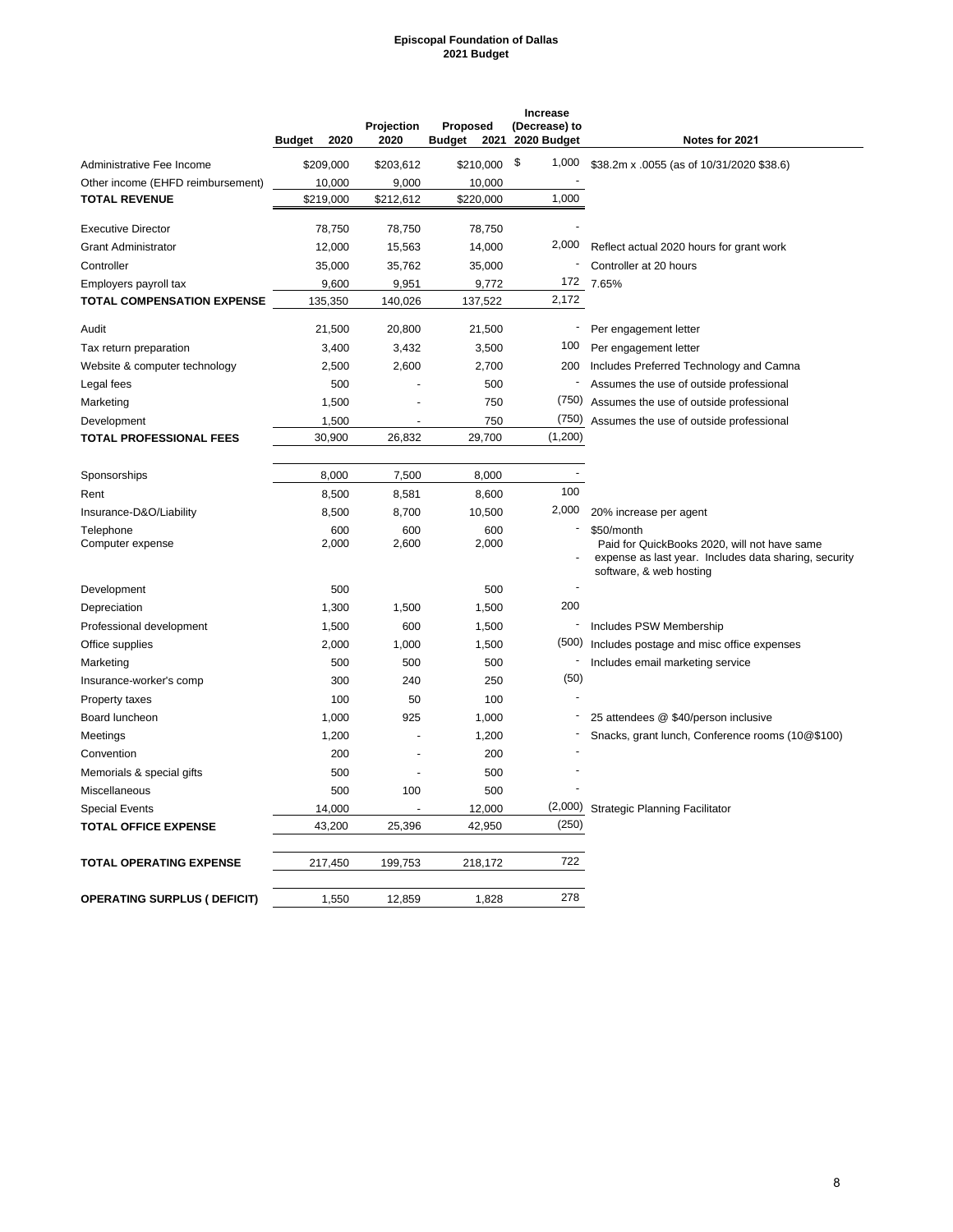**Episcopal Foundation of Dallas**
**2021 Budget**

| | Budget 2020 | Projection 2020 | Proposed Budget 2021 | Increase (Decrease) to 2020 Budget | Notes for 2021 |
|---|---|---|---|---|---|
| Administrative Fee Income | $209,000 | $203,612 | $210,000 | $ 1,000 | $38.2m x .0055 (as of 10/31/2020 $38.6) |
| Other income (EHFD reimbursement) | 10,000 | 9,000 | 10,000 | - | |
| **TOTAL REVENUE** | $219,000 | $212,612 | $220,000 | 1,000 | |
| | | | | | |
| Executive Director | 78,750 | 78,750 | 78,750 | - | |
| Grant Administrator | 12,000 | 15,563 | 14,000 | 2,000 | Reflect actual 2020 hours for grant work |
| Controller | 35,000 | 35,762 | 35,000 | - | Controller at 20 hours |
| Employers payroll tax | 9,600 | 9,951 | 9,772 | 172 | 7.65% |
| **TOTAL COMPENSATION EXPENSE** | 135,350 | 140,026 | 137,522 | 2,172 | |
| | | | | | |
| Audit | 21,500 | 20,800 | 21,500 | - | Per engagement letter |
| Tax return preparation | 3,400 | 3,432 | 3,500 | 100 | Per engagement letter |
| Website & computer technology | 2,500 | 2,600 | 2,700 | 200 | Includes Preferred Technology and Camna |
| Legal fees | 500 | - | 500 | - | Assumes the use of outside professional |
| Marketing | 1,500 | - | 750 | (750) | Assumes the use of outside professional |
| Development | 1,500 | - | 750 | (750) | Assumes the use of outside professional |
| **TOTAL PROFESSIONAL FEES** | 30,900 | 26,832 | 29,700 | (1,200) | |
| | | | | | |
| Sponsorships | 8,000 | 7,500 | 8,000 | - | |
| Rent | 8,500 | 8,581 | 8,600 | 100 | |
| Insurance-D&O/Liability | 8,500 | 8,700 | 10,500 | 2,000 | 20% increase per agent |
| Telephone | 600 | 600 | 600 | - | $50/month |
| Computer expense | 2,000 | 2,600 | 2,000 | - | Paid for QuickBooks 2020, will not have same expense as last year. Includes data sharing, security software, & web hosting |
| Development | 500 | | 500 | - | |
| Depreciation | 1,300 | 1,500 | 1,500 | 200 | |
| Professional development | 1,500 | 600 | 1,500 | - | Includes PSW Membership |
| Office supplies | 2,000 | 1,000 | 1,500 | (500) | Includes postage and misc office expenses |
| Marketing | 500 | 500 | 500 | - | Includes email marketing service |
| Insurance-worker's comp | 300 | 240 | 250 | (50) | |
| Property taxes | 100 | 50 | 100 | - | |
| Board luncheon | 1,000 | 925 | 1,000 | - | 25 attendees @ $40/person inclusive |
| Meetings | 1,200 | - | 1,200 | - | Snacks, grant lunch, Conference rooms (10@$100) |
| Convention | 200 | - | 200 | - | |
| Memorials & special gifts | 500 | - | 500 | - | |
| Miscellaneous | 500 | 100 | 500 | - | |
| Special Events | 14,000 | - | 12,000 | (2,000) | Strategic Planning Facilitator |
| **TOTAL OFFICE EXPENSE** | 43,200 | 25,396 | 42,950 | (250) | |
| | | | | | |
| **TOTAL OPERATING EXPENSE** | 217,450 | 199,753 | 218,172 | 722 | |
| | | | | | |
| **OPERATING SURPLUS ( DEFICIT)** | 1,550 | 12,859 | 1,828 | 278 | |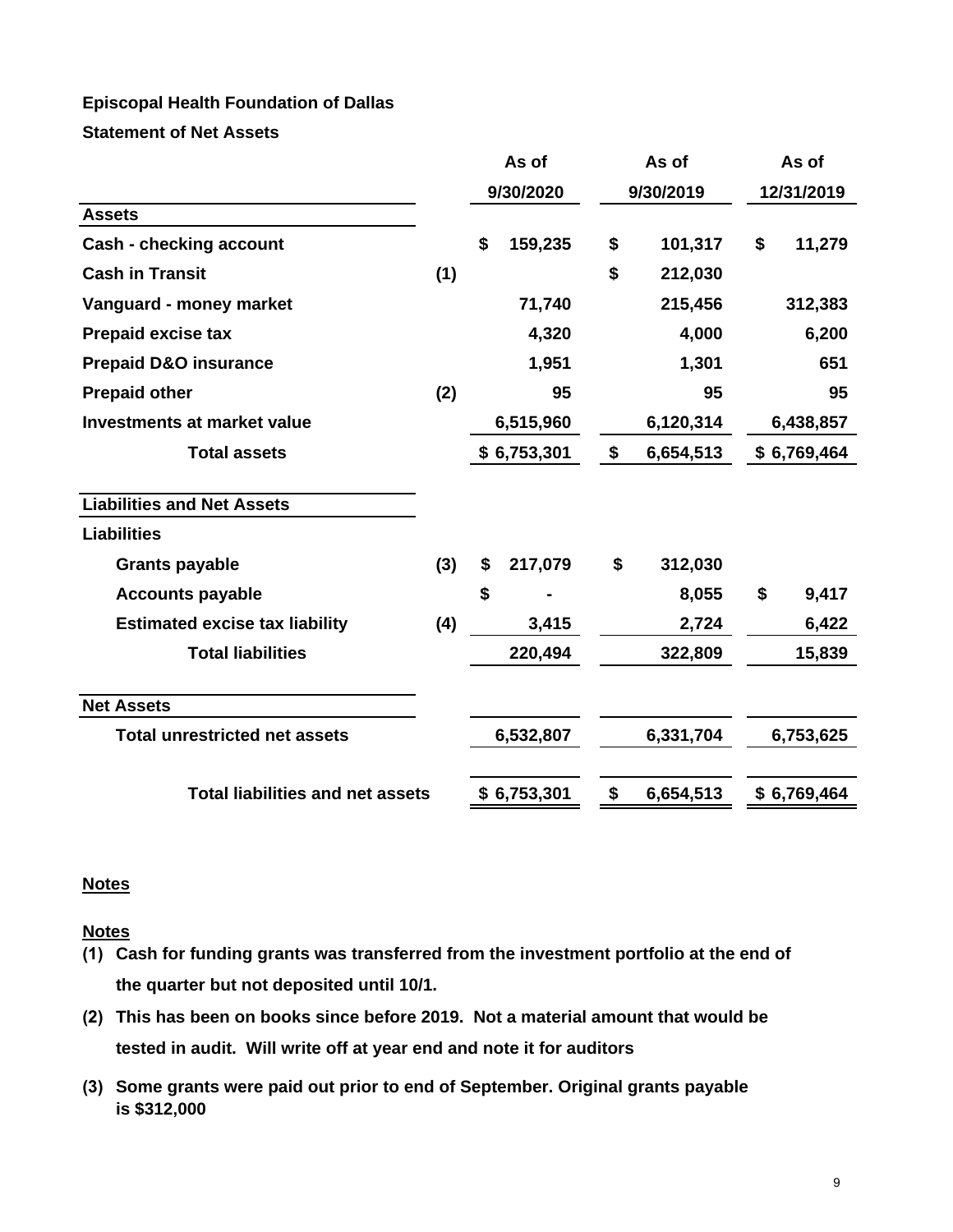**Episcopal Health Foundation of Dallas**

**Statement of Net Assets**

| | | As of 9/30/2020 | As of 9/30/2019 | As of 12/31/2019 |
|---|---|---|---|---|
| **Assets** | | | | |
| Cash - checking account | | $ 159,235 | $ 101,317 | $ 11,279 |
| Cash in Transit | (1) | | $ 212,030 | |
| Vanguard - money market | | 71,740 | 215,456 | 312,383 |
| Prepaid excise tax | | 4,320 | 4,000 | 6,200 |
| Prepaid D&O insurance | | 1,951 | 1,301 | 651 |
| Prepaid other | (2) | 95 | 95 | 95 |
| Investments at market value | | 6,515,960 | 6,120,314 | 6,438,857 |
| **Total assets** | | $ 6,753,301 | $ 6,654,513 | $ 6,769,464 |
| **Liabilities and Net Assets** | | | | |
| **Liabilities** | | | | |
| Grants payable | (3) | $ 217,079 | $ 312,030 | |
| Accounts payable | | $ - | 8,055 | $ 9,417 |
| Estimated excise tax liability | (4) | 3,415 | 2,724 | 6,422 |
| **Total liabilities** | | 220,494 | 322,809 | 15,839 |
| **Net Assets** | | | | |
| Total unrestricted net assets | | 6,532,807 | 6,331,704 | 6,753,625 |
| **Total liabilities and net assets** | | $ 6,753,301 | $ 6,654,513 | $ 6,769,464 |

**Notes**

**Notes**

**(1)** Cash for funding grants was transferred from the investment portfolio at the end of the quarter but not deposited until 10/1.

**(2)** This has been on books since before 2019. Not a material amount that would be tested in audit. Will write off at year end and note it for auditors

**(3)** Some grants were paid out prior to end of September. Original grants payable is $312,000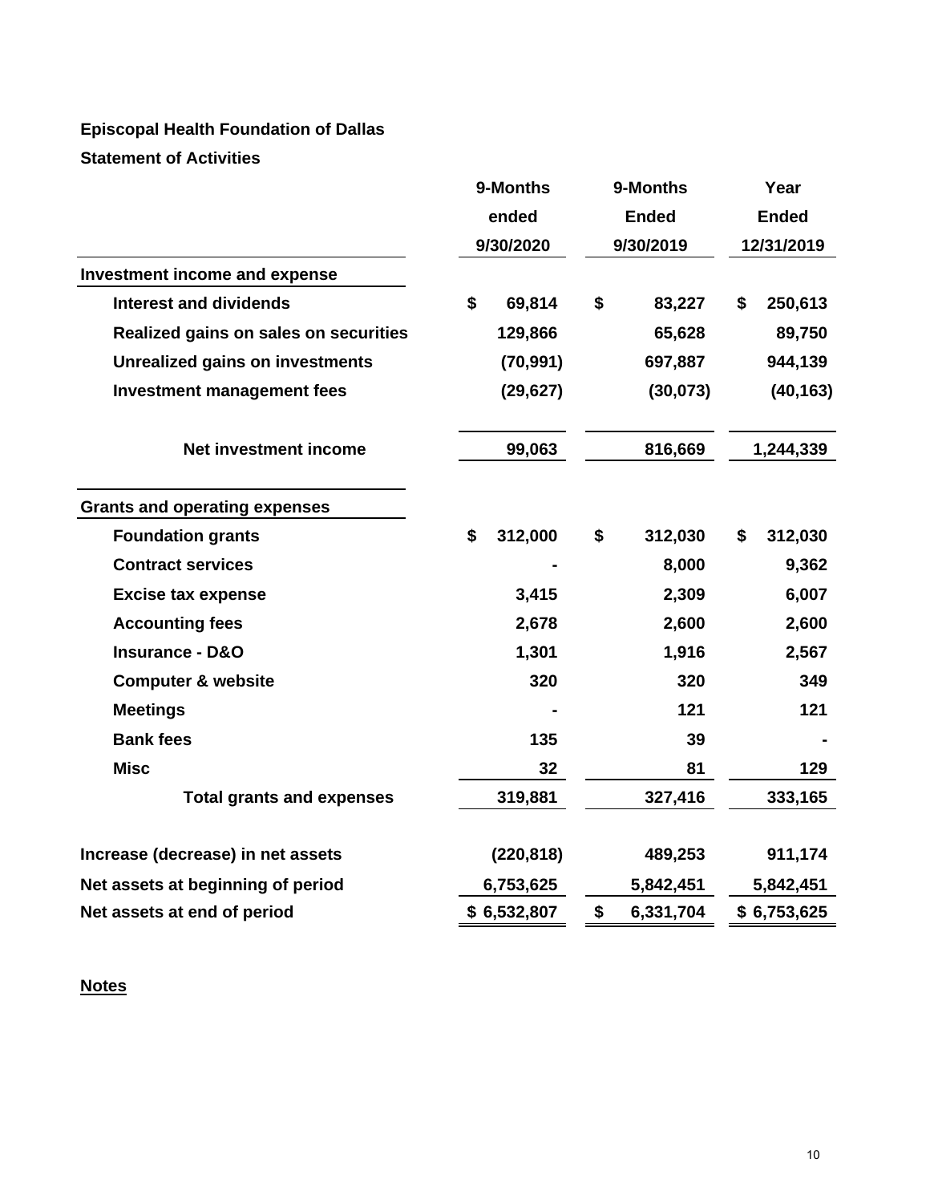**Episcopal Health Foundation of Dallas**

**Statement of Activities**

| | 9-Months ended 9/30/2020 | 9-Months Ended 9/30/2019 | Year Ended 12/31/2019 |
|---|---|---|---|
| **Investment income and expense** | | | |
| Interest and dividends | $ 69,814 | $ 83,227 | $ 250,613 |
| Realized gains on sales on securities | 129,866 | 65,628 | 89,750 |
| Unrealized gains on investments | (70,991) | 697,887 | 944,139 |
| Investment management fees | (29,627) | (30,073) | (40,163) |
| **Net investment income** | 99,063 | 816,669 | 1,244,339 |
| **Grants and operating expenses** | | | |
| Foundation grants | $ 312,000 | $ 312,030 | $ 312,030 |
| Contract services | - | 8,000 | 9,362 |
| Excise tax expense | 3,415 | 2,309 | 6,007 |
| Accounting fees | 2,678 | 2,600 | 2,600 |
| Insurance - D&O | 1,301 | 1,916 | 2,567 |
| Computer & website | 320 | 320 | 349 |
| Meetings | - | 121 | 121 |
| Bank fees | 135 | 39 | - |
| Misc | 32 | 81 | 129 |
| **Total grants and expenses** | 319,881 | 327,416 | 333,165 |
| **Increase (decrease) in net assets** | (220,818) | 489,253 | 911,174 |
| **Net assets at beginning of period** | 6,753,625 | 5,842,451 | 5,842,451 |
| **Net assets at end of period** | $ 6,532,807 | $ 6,331,704 | $ 6,753,625 |

**Notes**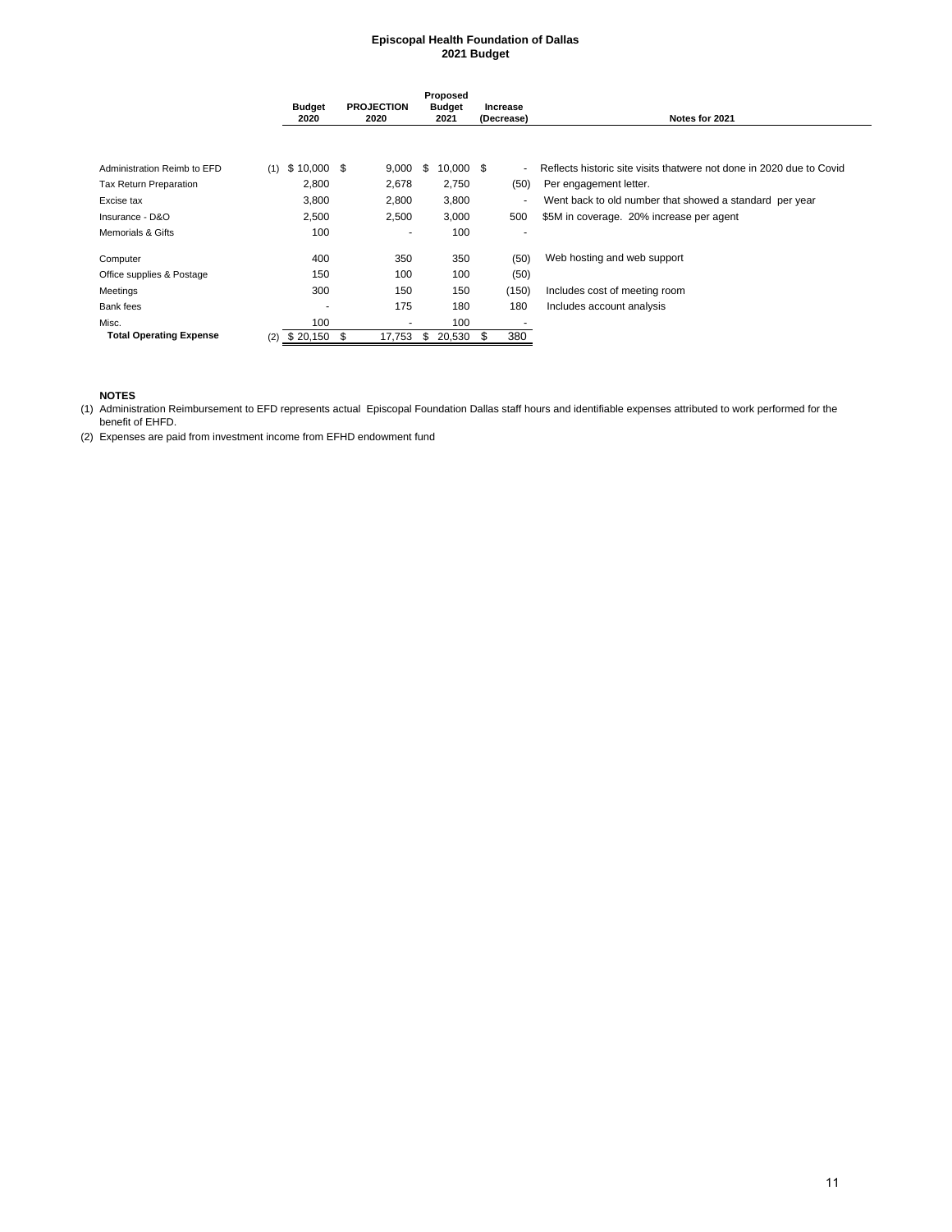**Episcopal Health Foundation of Dallas**
**2021 Budget**

| | | Budget 2020 | PROJECTION 2020 | Proposed Budget 2021 | Increase (Decrease) | Notes for 2021 |
|---|---|---|---|---|---|---|
| Administration Reimb to EFD | (1) | $ 10,000 | $ 9,000 | $ 10,000 | $ - | Reflects historic site visits thatwere not done in 2020 due to Covid |
| Tax Return Preparation | | 2,800 | 2,678 | 2,750 | (50) | Per engagement letter. |
| Excise tax | | 3,800 | 2,800 | 3,800 | - | Went back to old number that showed a standard per year |
| Insurance - D&O | | 2,500 | 2,500 | 3,000 | 500 | $5M in coverage. 20% increase per agent |
| Memorials & Gifts | | 100 | - | 100 | - | |
| Computer | | 400 | 350 | 350 | (50) | Web hosting and web support |
| Office supplies & Postage | | 150 | 100 | 100 | (50) | |
| Meetings | | 300 | 150 | 150 | (150) | Includes cost of meeting room |
| Bank fees | | - | 175 | 180 | 180 | Includes account analysis |
| Misc. | | 100 | - | 100 | - | |
| **Total Operating Expense** | (2) | $ 20,150 | $ 17,753 | $ 20,530 | $ 380 | |

**NOTES**

(1) Administration Reimbursement to EFD represents actual Episcopal Foundation Dallas staff hours and identifiable expenses attributed to work performed for the benefit of EHFD.

(2) Expenses are paid from investment income from EFHD endowment fund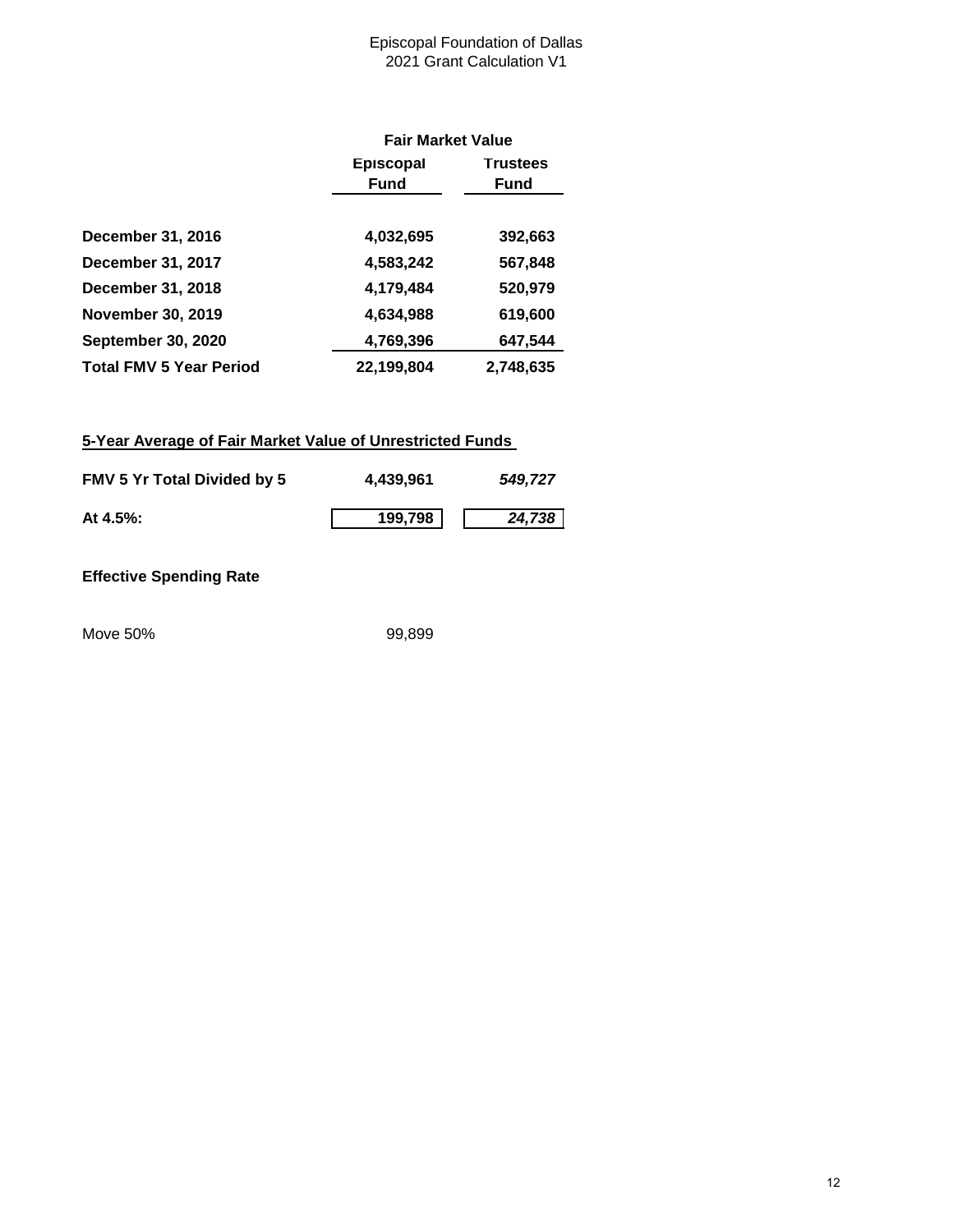# Episcopal Foundation of Dallas
## 2021 Grant Calculation V1

| | **Fair Market Value** | |
|---|---|---|
| | **Episcopal Fund** | **Trustees Fund** |
| **December 31, 2016** | **4,032,695** | **392,663** |
| **December 31, 2017** | **4,583,242** | **567,848** |
| **December 31, 2018** | **4,179,484** | **520,979** |
| **November 30, 2019** | **4,634,988** | **619,600** |
| **September 30, 2020** | **4,769,396** | **647,544** |
| **Total FMV 5 Year Period** | **22,199,804** | **2,748,635** |

**5-Year Average of Fair Market Value of Unrestricted Funds**

| | | |
|---|---|---|
| **FMV 5 Yr Total Divided by 5** | **4,439,961** | ***549,727*** |
| **At 4.5%:** | **199,798** | ***24,738*** |

**Effective Spending Rate**

| | |
|---|---|
| Move 50% | 99,899 |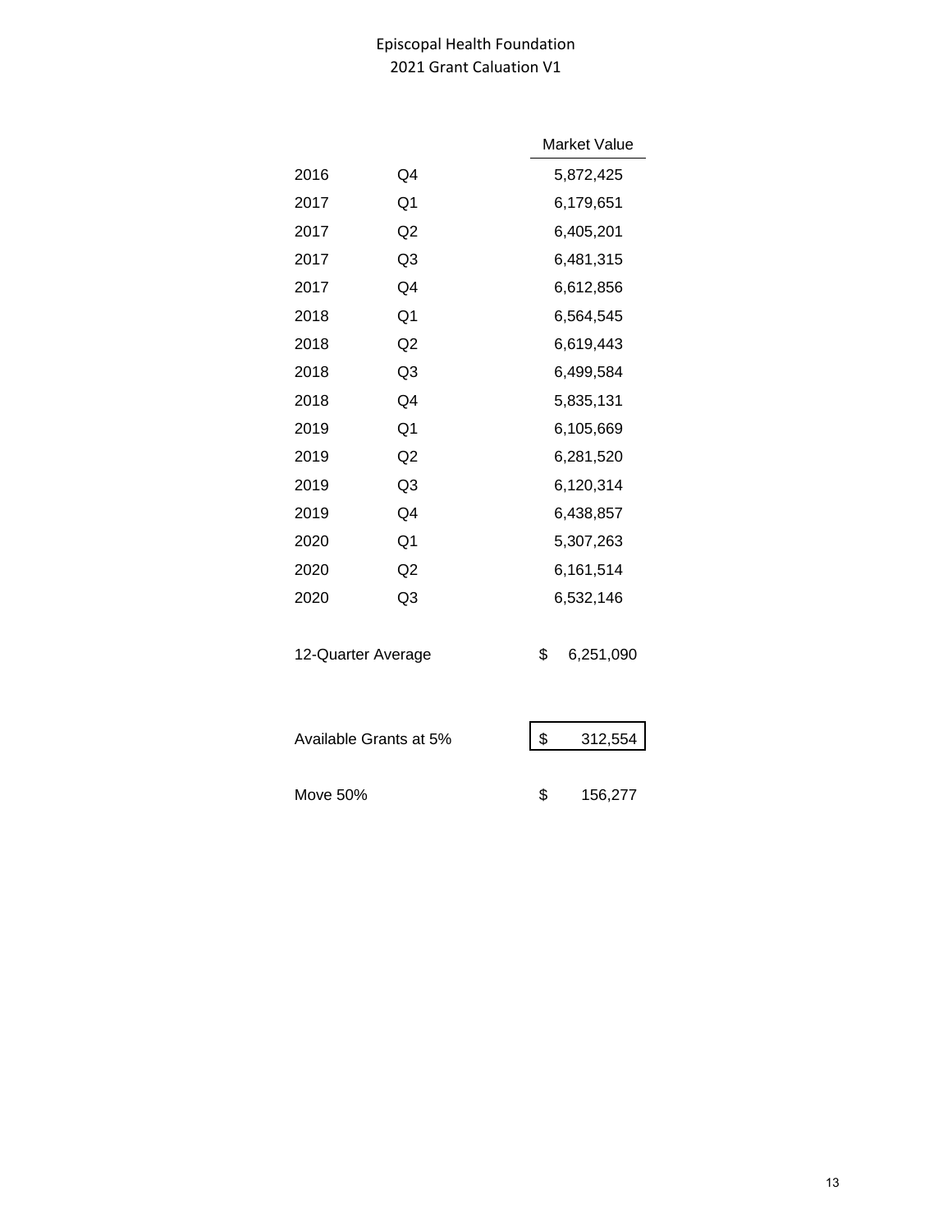# Episcopal Health Foundation

## 2021 Grant Caluation V1

| | | Market Value |
|---|---|---|
| 2016 | Q4 | 5,872,425 |
| 2017 | Q1 | 6,179,651 |
| 2017 | Q2 | 6,405,201 |
| 2017 | Q3 | 6,481,315 |
| 2017 | Q4 | 6,612,856 |
| 2018 | Q1 | 6,564,545 |
| 2018 | Q2 | 6,619,443 |
| 2018 | Q3 | 6,499,584 |
| 2018 | Q4 | 5,835,131 |
| 2019 | Q1 | 6,105,669 |
| 2019 | Q2 | 6,281,520 |
| 2019 | Q3 | 6,120,314 |
| 2019 | Q4 | 6,438,857 |
| 2020 | Q1 | 5,307,263 |
| 2020 | Q2 | 6,161,514 |
| 2020 | Q3 | 6,532,146 |
| 12-Quarter Average | | $ 6,251,090 |
| Available Grants at 5% | | $ 312,554 |
| Move 50% | | $ 156,277 |